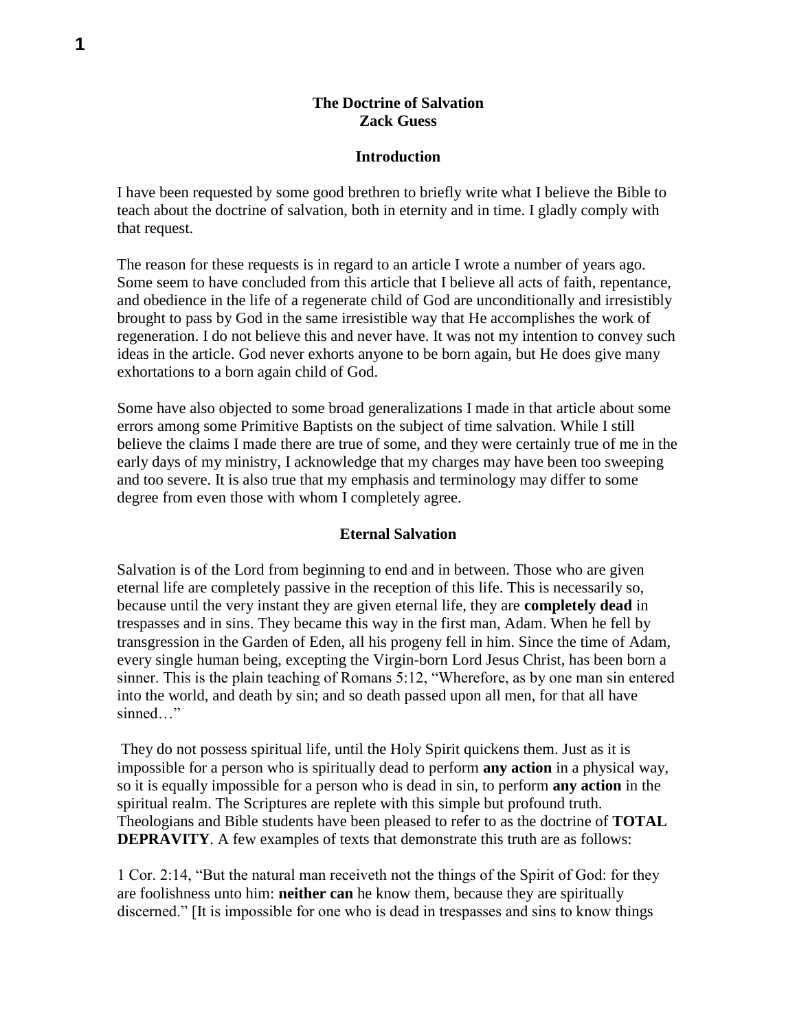# The Doctrine of Salvation

**Zack Guess**

## Introduction

I have been requested by some good brethren to briefly write what I believe the Bible to teach about the doctrine of salvation, both in eternity and in time. I gladly comply with that request.

The reason for these requests is in regard to an article I wrote a number of years ago. Some seem to have concluded from this article that I believe all acts of faith, repentance, and obedience in the life of a regenerate child of God are unconditionally and irresistibly brought to pass by God in the same irresistible way that He accomplishes the work of regeneration. I do not believe this and never have. It was not my intention to convey such ideas in the article. God never exhorts anyone to be born again, but He does give many exhortations to a born again child of God.

Some have also objected to some broad generalizations I made in that article about some errors among some Primitive Baptists on the subject of time salvation. While I still believe the claims I made there are true of some, and they were certainly true of me in the early days of my ministry, I acknowledge that my charges may have been too sweeping and too severe. It is also true that my emphasis and terminology may differ to some degree from even those with whom I completely agree.

## Eternal Salvation

Salvation is of the Lord from beginning to end and in between. Those who are given eternal life are completely passive in the reception of this life. This is necessarily so, because until the very instant they are given eternal life, they are **completely dead** in trespasses and in sins. They became this way in the first man, Adam. When he fell by transgression in the Garden of Eden, all his progeny fell in him. Since the time of Adam, every single human being, excepting the Virgin-born Lord Jesus Christ, has been born a sinner. This is the plain teaching of Romans 5:12, "Wherefore, as by one man sin entered into the world, and death by sin; and so death passed upon all men, for that all have sinned…"

They do not possess spiritual life, until the Holy Spirit quickens them. Just as it is impossible for a person who is spiritually dead to perform **any action** in a physical way, so it is equally impossible for a person who is dead in sin, to perform **any action** in the spiritual realm. The Scriptures are replete with this simple but profound truth. Theologians and Bible students have been pleased to refer to as the doctrine of **TOTAL DEPRAVITY**. A few examples of texts that demonstrate this truth are as follows:

1 Cor. 2:14, "But the natural man receiveth not the things of the Spirit of God: for they are foolishness unto him: **neither can** he know them, because they are spiritually discerned." [It is impossible for one who is dead in trespasses and sins to know things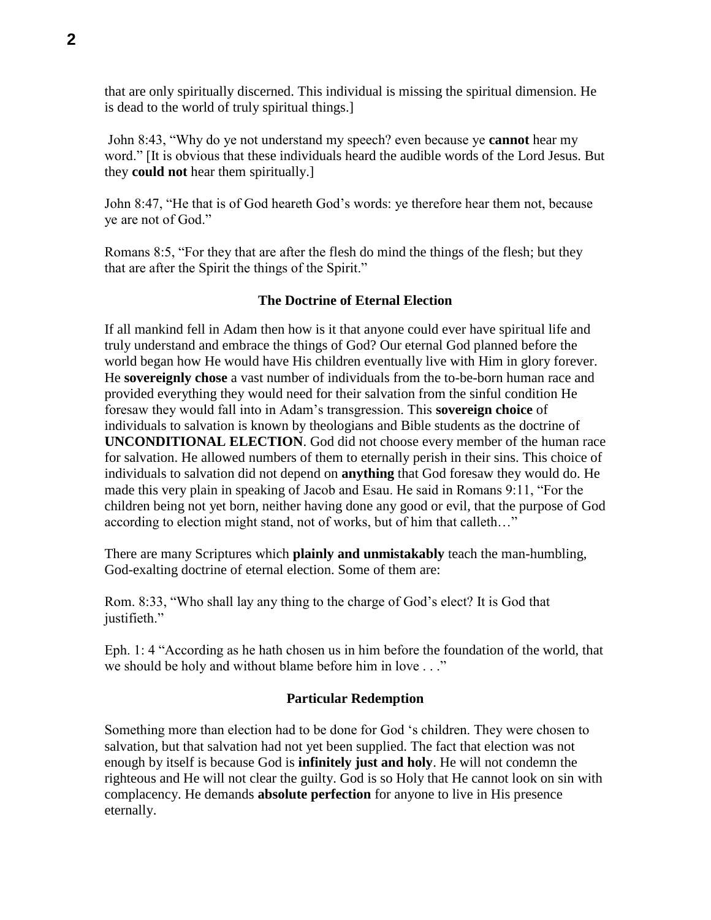that are only spiritually discerned. This individual is missing the spiritual dimension. He is dead to the world of truly spiritual things.]

John 8:43, "Why do ye not understand my speech? even because ye **cannot** hear my word." [It is obvious that these individuals heard the audible words of the Lord Jesus. But they **could not** hear them spiritually.]

John 8:47, "He that is of God heareth God's words: ye therefore hear them not, because ye are not of God."

Romans 8:5, "For they that are after the flesh do mind the things of the flesh; but they that are after the Spirit the things of the Spirit."

### The Doctrine of Eternal Election

If all mankind fell in Adam then how is it that anyone could ever have spiritual life and truly understand and embrace the things of God? Our eternal God planned before the world began how He would have His children eventually live with Him in glory forever. He **sovereignly chose** a vast number of individuals from the to-be-born human race and provided everything they would need for their salvation from the sinful condition He foresaw they would fall into in Adam's transgression. This **sovereign choice** of individuals to salvation is known by theologians and Bible students as the doctrine of **UNCONDITIONAL ELECTION**. God did not choose every member of the human race for salvation. He allowed numbers of them to eternally perish in their sins. This choice of individuals to salvation did not depend on **anything** that God foresaw they would do. He made this very plain in speaking of Jacob and Esau. He said in Romans 9:11, "For the children being not yet born, neither having done any good or evil, that the purpose of God according to election might stand, not of works, but of him that calleth…"

There are many Scriptures which **plainly and unmistakably** teach the man-humbling, God-exalting doctrine of eternal election. Some of them are:

Rom. 8:33, "Who shall lay any thing to the charge of God's elect? It is God that justifieth."

Eph. 1: 4 "According as he hath chosen us in him before the foundation of the world, that we should be holy and without blame before him in love . . ."

### Particular Redemption

Something more than election had to be done for God 's children. They were chosen to salvation, but that salvation had not yet been supplied. The fact that election was not enough by itself is because God is **infinitely just and holy**. He will not condemn the righteous and He will not clear the guilty. God is so Holy that He cannot look on sin with complacency. He demands **absolute perfection** for anyone to live in His presence eternally.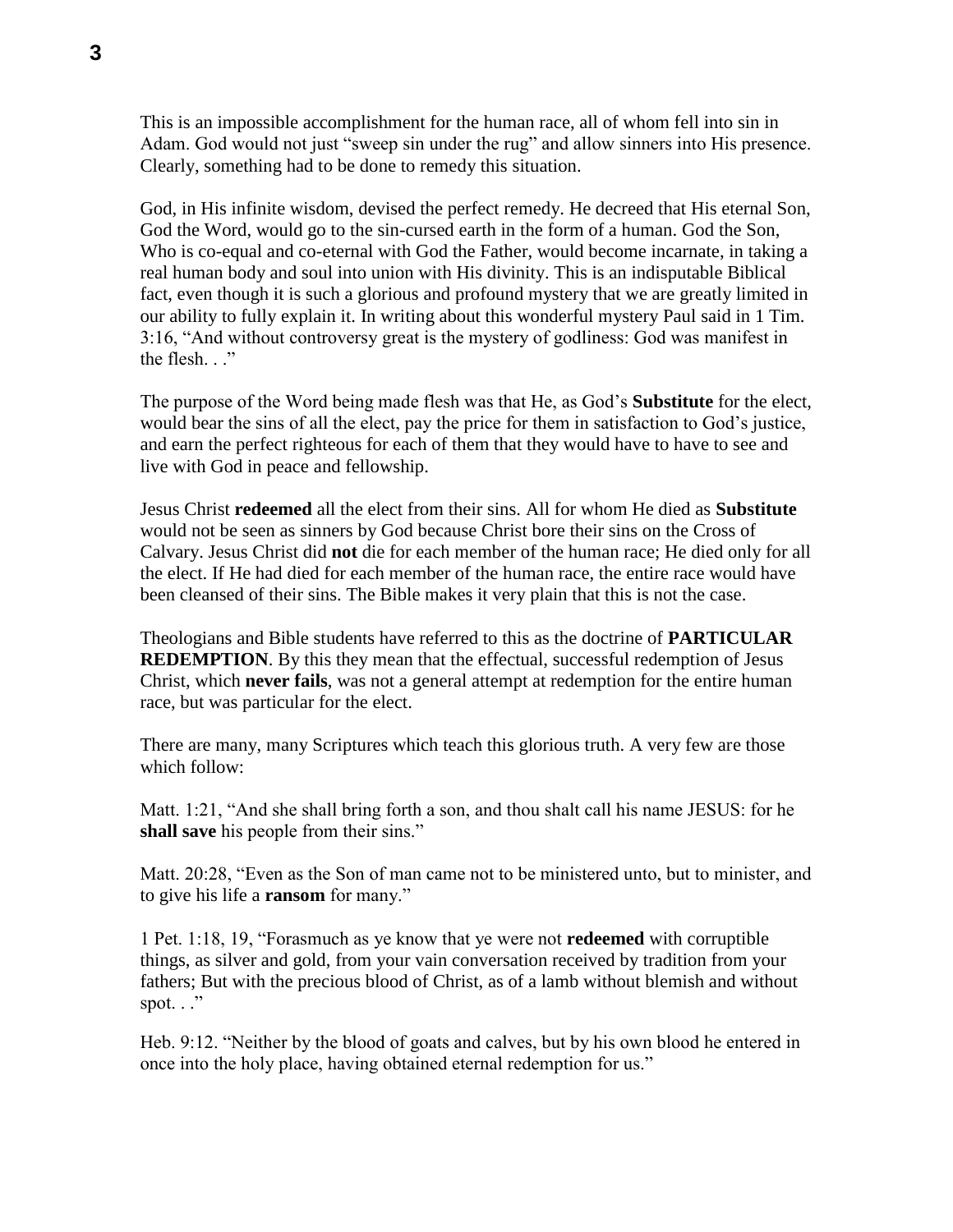This is an impossible accomplishment for the human race, all of whom fell into sin in Adam. God would not just "sweep sin under the rug" and allow sinners into His presence. Clearly, something had to be done to remedy this situation.

God, in His infinite wisdom, devised the perfect remedy. He decreed that His eternal Son, God the Word, would go to the sin-cursed earth in the form of a human. God the Son, Who is co-equal and co-eternal with God the Father, would become incarnate, in taking a real human body and soul into union with His divinity. This is an indisputable Biblical fact, even though it is such a glorious and profound mystery that we are greatly limited in our ability to fully explain it. In writing about this wonderful mystery Paul said in 1 Tim. 3:16, "And without controversy great is the mystery of godliness: God was manifest in the flesh. . ."

The purpose of the Word being made flesh was that He, as God's **Substitute** for the elect, would bear the sins of all the elect, pay the price for them in satisfaction to God's justice, and earn the perfect righteous for each of them that they would have to have to see and live with God in peace and fellowship.

Jesus Christ **redeemed** all the elect from their sins. All for whom He died as **Substitute** would not be seen as sinners by God because Christ bore their sins on the Cross of Calvary. Jesus Christ did **not** die for each member of the human race; He died only for all the elect. If He had died for each member of the human race, the entire race would have been cleansed of their sins. The Bible makes it very plain that this is not the case.

Theologians and Bible students have referred to this as the doctrine of **PARTICULAR REDEMPTION**. By this they mean that the effectual, successful redemption of Jesus Christ, which **never fails**, was not a general attempt at redemption for the entire human race, but was particular for the elect.

There are many, many Scriptures which teach this glorious truth. A very few are those which follow:

Matt. 1:21, "And she shall bring forth a son, and thou shalt call his name JESUS: for he **shall save** his people from their sins."

Matt. 20:28, "Even as the Son of man came not to be ministered unto, but to minister, and to give his life a **ransom** for many."

1 Pet. 1:18, 19, "Forasmuch as ye know that ye were not **redeemed** with corruptible things, as silver and gold, from your vain conversation received by tradition from your fathers; But with the precious blood of Christ, as of a lamb without blemish and without spot. . ."

Heb. 9:12. "Neither by the blood of goats and calves, but by his own blood he entered in once into the holy place, having obtained eternal redemption for us."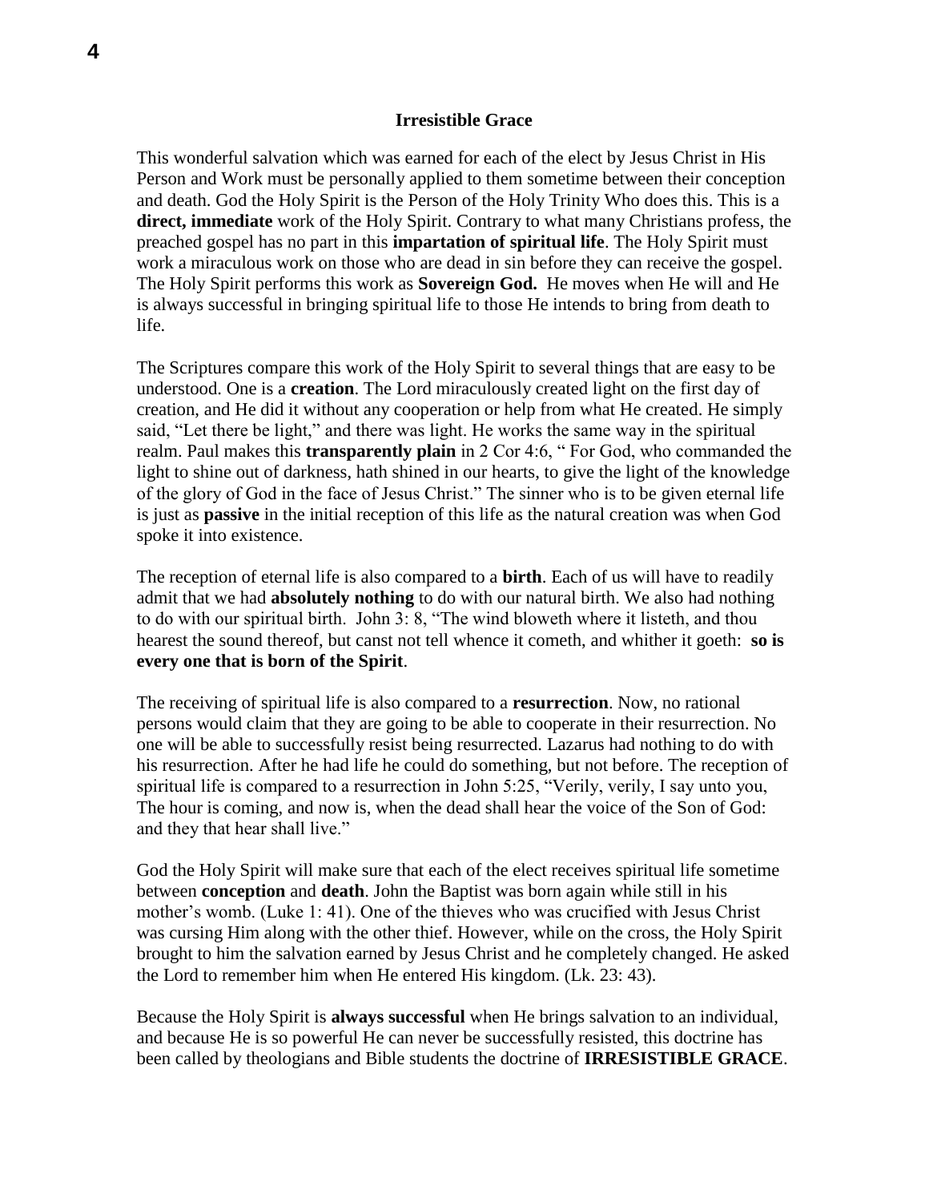## Irresistible Grace

This wonderful salvation which was earned for each of the elect by Jesus Christ in His Person and Work must be personally applied to them sometime between their conception and death. God the Holy Spirit is the Person of the Holy Trinity Who does this. This is a **direct, immediate** work of the Holy Spirit. Contrary to what many Christians profess, the preached gospel has no part in this **impartation of spiritual life**. The Holy Spirit must work a miraculous work on those who are dead in sin before they can receive the gospel. The Holy Spirit performs this work as **Sovereign God.** He moves when He will and He is always successful in bringing spiritual life to those He intends to bring from death to life.

The Scriptures compare this work of the Holy Spirit to several things that are easy to be understood. One is a **creation**. The Lord miraculously created light on the first day of creation, and He did it without any cooperation or help from what He created. He simply said, "Let there be light," and there was light. He works the same way in the spiritual realm. Paul makes this **transparently plain** in 2 Cor 4:6, " For God, who commanded the light to shine out of darkness, hath shined in our hearts, to give the light of the knowledge of the glory of God in the face of Jesus Christ." The sinner who is to be given eternal life is just as **passive** in the initial reception of this life as the natural creation was when God spoke it into existence.

The reception of eternal life is also compared to a **birth**. Each of us will have to readily admit that we had **absolutely nothing** to do with our natural birth. We also had nothing to do with our spiritual birth. John 3: 8, "The wind bloweth where it listeth, and thou hearest the sound thereof, but canst not tell whence it cometh, and whither it goeth: **so is every one that is born of the Spirit**.

The receiving of spiritual life is also compared to a **resurrection**. Now, no rational persons would claim that they are going to be able to cooperate in their resurrection. No one will be able to successfully resist being resurrected. Lazarus had nothing to do with his resurrection. After he had life he could do something, but not before. The reception of spiritual life is compared to a resurrection in John 5:25, "Verily, verily, I say unto you, The hour is coming, and now is, when the dead shall hear the voice of the Son of God: and they that hear shall live."

God the Holy Spirit will make sure that each of the elect receives spiritual life sometime between **conception** and **death**. John the Baptist was born again while still in his mother's womb. (Luke 1: 41). One of the thieves who was crucified with Jesus Christ was cursing Him along with the other thief. However, while on the cross, the Holy Spirit brought to him the salvation earned by Jesus Christ and he completely changed. He asked the Lord to remember him when He entered His kingdom. (Lk. 23: 43).

Because the Holy Spirit is **always successful** when He brings salvation to an individual, and because He is so powerful He can never be successfully resisted, this doctrine has been called by theologians and Bible students the doctrine of **IRRESISTIBLE GRACE**.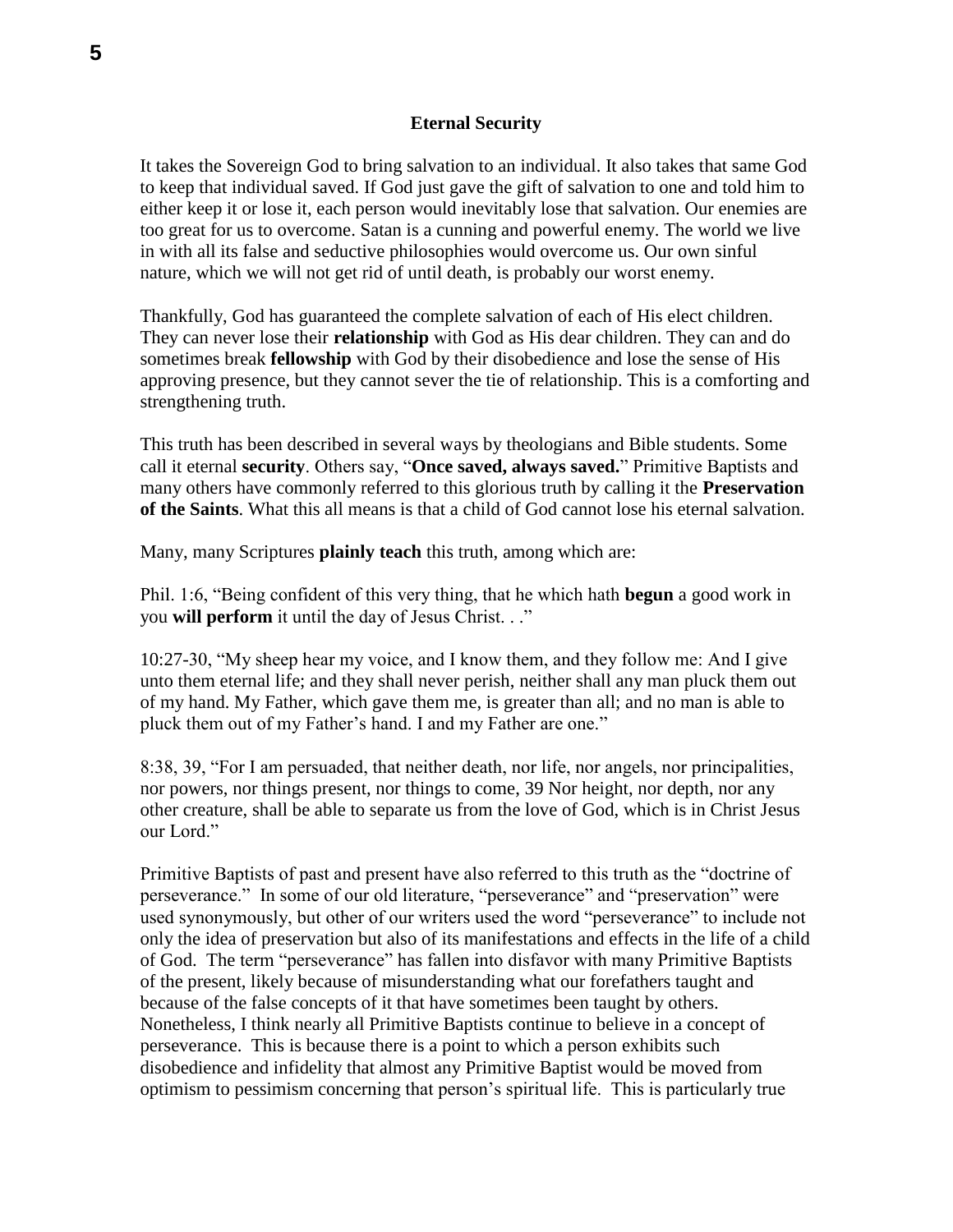**Eternal Security**

It takes the Sovereign God to bring salvation to an individual. It also takes that same God to keep that individual saved. If God just gave the gift of salvation to one and told him to either keep it or lose it, each person would inevitably lose that salvation. Our enemies are too great for us to overcome. Satan is a cunning and powerful enemy. The world we live in with all its false and seductive philosophies would overcome us. Our own sinful nature, which we will not get rid of until death, is probably our worst enemy.

Thankfully, God has guaranteed the complete salvation of each of His elect children. They can never lose their **relationship** with God as His dear children. They can and do sometimes break **fellowship** with God by their disobedience and lose the sense of His approving presence, but they cannot sever the tie of relationship. This is a comforting and strengthening truth.

This truth has been described in several ways by theologians and Bible students. Some call it eternal **security**. Others say, "**Once saved, always saved.**" Primitive Baptists and many others have commonly referred to this glorious truth by calling it the **Preservation of the Saints**. What this all means is that a child of God cannot lose his eternal salvation.

Many, many Scriptures **plainly teach** this truth, among which are:

Phil. 1:6, "Being confident of this very thing, that he which hath **begun** a good work in you **will perform** it until the day of Jesus Christ. . ."

10:27-30, "My sheep hear my voice, and I know them, and they follow me: And I give unto them eternal life; and they shall never perish, neither shall any man pluck them out of my hand. My Father, which gave them me, is greater than all; and no man is able to pluck them out of my Father's hand. I and my Father are one."

8:38, 39, "For I am persuaded, that neither death, nor life, nor angels, nor principalities, nor powers, nor things present, nor things to come, 39 Nor height, nor depth, nor any other creature, shall be able to separate us from the love of God, which is in Christ Jesus our Lord."

Primitive Baptists of past and present have also referred to this truth as the "doctrine of perseverance." In some of our old literature, "perseverance" and "preservation" were used synonymously, but other of our writers used the word "perseverance" to include not only the idea of preservation but also of its manifestations and effects in the life of a child of God. The term "perseverance" has fallen into disfavor with many Primitive Baptists of the present, likely because of misunderstanding what our forefathers taught and because of the false concepts of it that have sometimes been taught by others. Nonetheless, I think nearly all Primitive Baptists continue to believe in a concept of perseverance. This is because there is a point to which a person exhibits such disobedience and infidelity that almost any Primitive Baptist would be moved from optimism to pessimism concerning that person's spiritual life. This is particularly true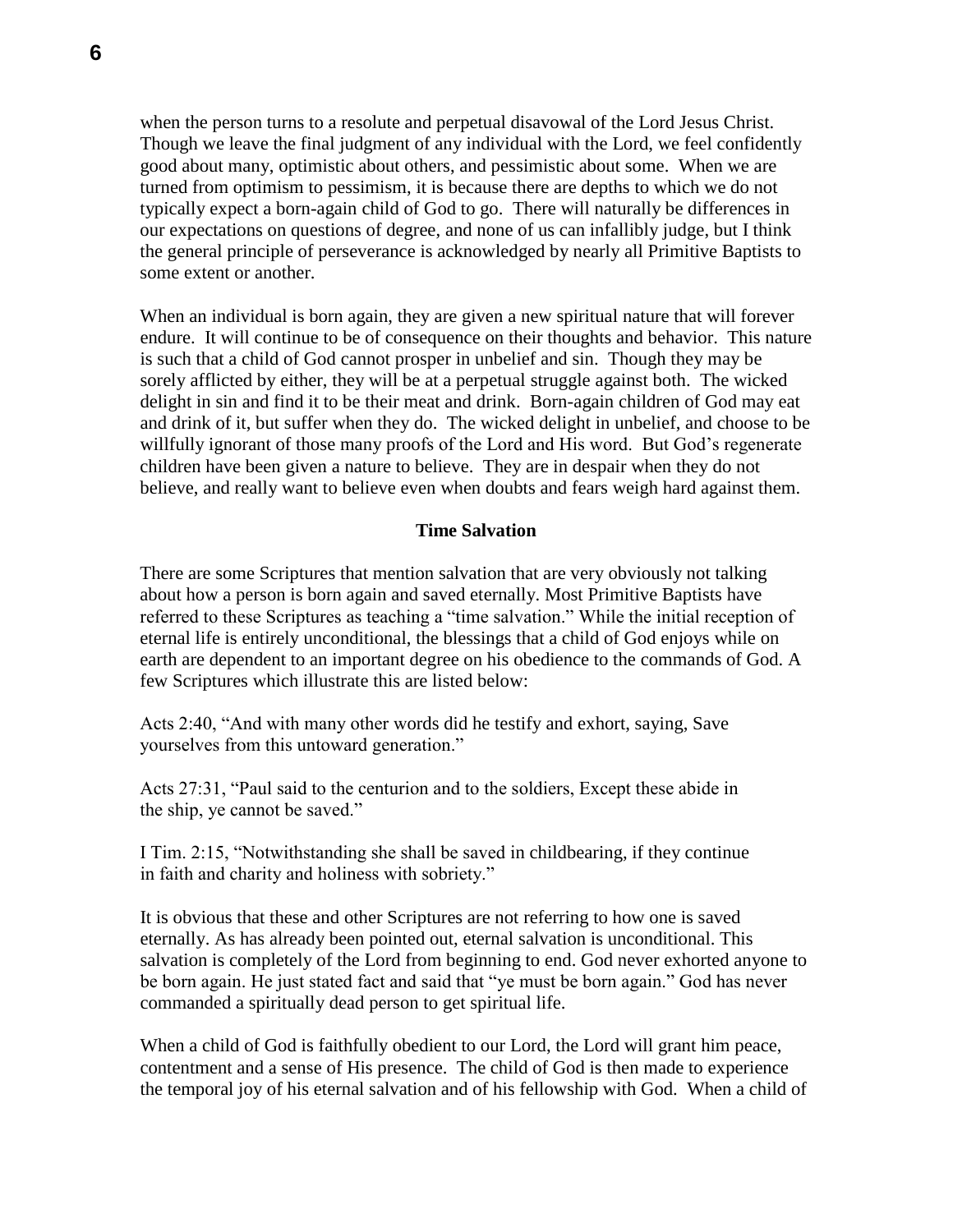when the person turns to a resolute and perpetual disavowal of the Lord Jesus Christ. Though we leave the final judgment of any individual with the Lord, we feel confidently good about many, optimistic about others, and pessimistic about some. When we are turned from optimism to pessimism, it is because there are depths to which we do not typically expect a born-again child of God to go. There will naturally be differences in our expectations on questions of degree, and none of us can infallibly judge, but I think the general principle of perseverance is acknowledged by nearly all Primitive Baptists to some extent or another.

When an individual is born again, they are given a new spiritual nature that will forever endure. It will continue to be of consequence on their thoughts and behavior. This nature is such that a child of God cannot prosper in unbelief and sin. Though they may be sorely afflicted by either, they will be at a perpetual struggle against both. The wicked delight in sin and find it to be their meat and drink. Born-again children of God may eat and drink of it, but suffer when they do. The wicked delight in unbelief, and choose to be willfully ignorant of those many proofs of the Lord and His word. But God's regenerate children have been given a nature to believe. They are in despair when they do not believe, and really want to believe even when doubts and fears weigh hard against them.

### Time Salvation

There are some Scriptures that mention salvation that are very obviously not talking about how a person is born again and saved eternally. Most Primitive Baptists have referred to these Scriptures as teaching a "time salvation." While the initial reception of eternal life is entirely unconditional, the blessings that a child of God enjoys while on earth are dependent to an important degree on his obedience to the commands of God. A few Scriptures which illustrate this are listed below:

Acts 2:40, "And with many other words did he testify and exhort, saying, Save yourselves from this untoward generation."

Acts 27:31, "Paul said to the centurion and to the soldiers, Except these abide in the ship, ye cannot be saved."

I Tim. 2:15, "Notwithstanding she shall be saved in childbearing, if they continue in faith and charity and holiness with sobriety."

It is obvious that these and other Scriptures are not referring to how one is saved eternally. As has already been pointed out, eternal salvation is unconditional. This salvation is completely of the Lord from beginning to end. God never exhorted anyone to be born again. He just stated fact and said that "ye must be born again." God has never commanded a spiritually dead person to get spiritual life.

When a child of God is faithfully obedient to our Lord, the Lord will grant him peace, contentment and a sense of His presence. The child of God is then made to experience the temporal joy of his eternal salvation and of his fellowship with God. When a child of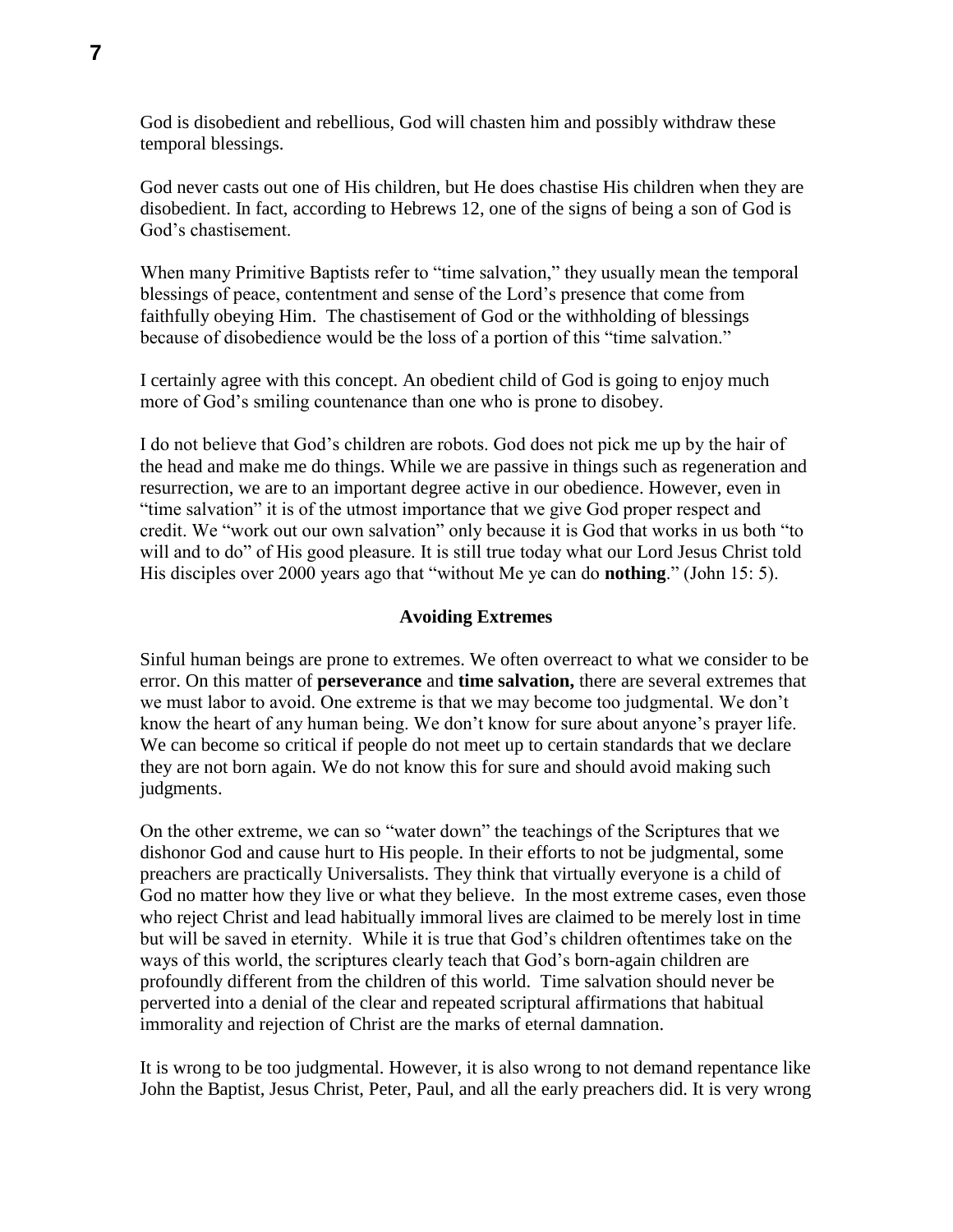God is disobedient and rebellious, God will chasten him and possibly withdraw these temporal blessings.

God never casts out one of His children, but He does chastise His children when they are disobedient. In fact, according to Hebrews 12, one of the signs of being a son of God is God's chastisement.

When many Primitive Baptists refer to "time salvation," they usually mean the temporal blessings of peace, contentment and sense of the Lord's presence that come from faithfully obeying Him. The chastisement of God or the withholding of blessings because of disobedience would be the loss of a portion of this "time salvation."

I certainly agree with this concept. An obedient child of God is going to enjoy much more of God's smiling countenance than one who is prone to disobey.

I do not believe that God's children are robots. God does not pick me up by the hair of the head and make me do things. While we are passive in things such as regeneration and resurrection, we are to an important degree active in our obedience. However, even in "time salvation" it is of the utmost importance that we give God proper respect and credit. We "work out our own salvation" only because it is God that works in us both "to will and to do" of His good pleasure. It is still true today what our Lord Jesus Christ told His disciples over 2000 years ago that "without Me ye can do **nothing**." (John 15: 5).

### Avoiding Extremes

Sinful human beings are prone to extremes. We often overreact to what we consider to be error. On this matter of **perseverance** and **time salvation,** there are several extremes that we must labor to avoid. One extreme is that we may become too judgmental. We don't know the heart of any human being. We don't know for sure about anyone's prayer life. We can become so critical if people do not meet up to certain standards that we declare they are not born again. We do not know this for sure and should avoid making such judgments.

On the other extreme, we can so "water down" the teachings of the Scriptures that we dishonor God and cause hurt to His people. In their efforts to not be judgmental, some preachers are practically Universalists. They think that virtually everyone is a child of God no matter how they live or what they believe. In the most extreme cases, even those who reject Christ and lead habitually immoral lives are claimed to be merely lost in time but will be saved in eternity. While it is true that God's children oftentimes take on the ways of this world, the scriptures clearly teach that God's born-again children are profoundly different from the children of this world. Time salvation should never be perverted into a denial of the clear and repeated scriptural affirmations that habitual immorality and rejection of Christ are the marks of eternal damnation.

It is wrong to be too judgmental. However, it is also wrong to not demand repentance like John the Baptist, Jesus Christ, Peter, Paul, and all the early preachers did. It is very wrong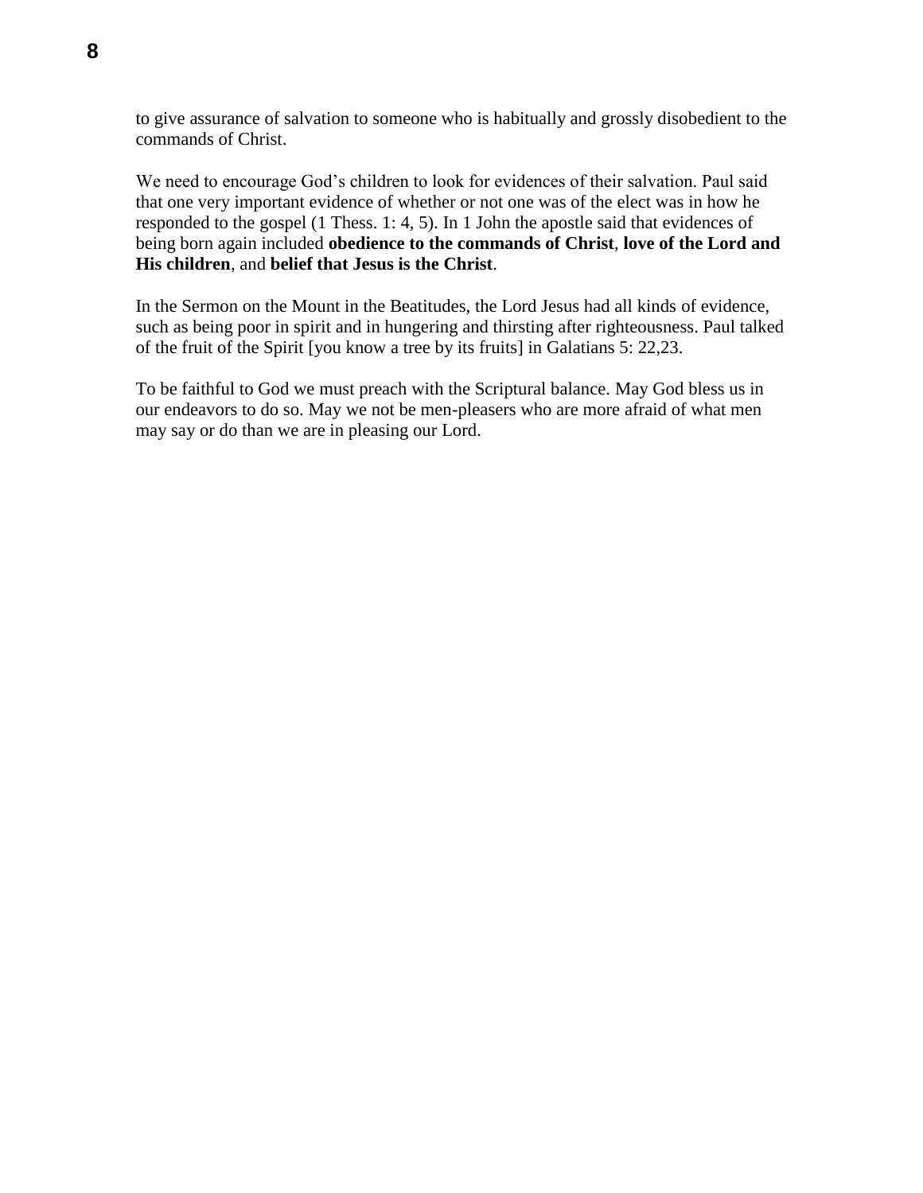to give assurance of salvation to someone who is habitually and grossly disobedient to the commands of Christ.

We need to encourage God's children to look for evidences of their salvation. Paul said that one very important evidence of whether or not one was of the elect was in how he responded to the gospel (1 Thess. 1: 4, 5). In 1 John the apostle said that evidences of being born again included **obedience to the commands of Christ**, **love of the Lord and His children**, and **belief that Jesus is the Christ**.

In the Sermon on the Mount in the Beatitudes, the Lord Jesus had all kinds of evidence, such as being poor in spirit and in hungering and thirsting after righteousness. Paul talked of the fruit of the Spirit [you know a tree by its fruits] in Galatians 5: 22,23.

To be faithful to God we must preach with the Scriptural balance. May God bless us in our endeavors to do so. May we not be men-pleasers who are more afraid of what men may say or do than we are in pleasing our Lord.